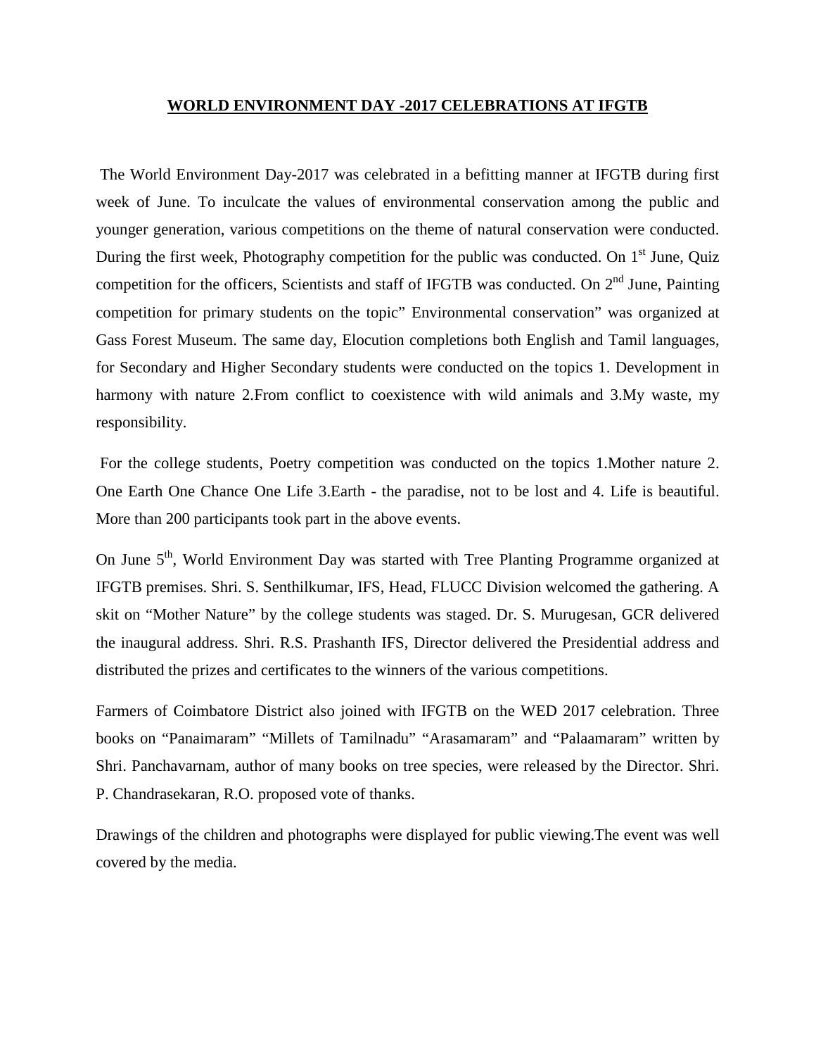# WORLD ENVIRONMENT DAY -2017 CELEBRATIONS AT IFGTB

The World Environment Day-2017 was celebrated in a befitting manner at IFGTB during first week of June. To inculcate the values of environmental conservation among the public and younger generation, various competitions on the theme of natural conservation were conducted. During the first week, Photography competition for the public was conducted. On 1st June, Quiz competition for the officers, Scientists and staff of IFGTB was conducted. On 2nd June, Painting competition for primary students on the topic" Environmental conservation" was organized at Gass Forest Museum. The same day, Elocution completions both English and Tamil languages, for Secondary and Higher Secondary students were conducted on the topics 1. Development in harmony with nature 2.From conflict to coexistence with wild animals and 3.My waste, my responsibility.

For the college students, Poetry competition was conducted on the topics 1.Mother nature 2. One Earth One Chance One Life 3.Earth - the paradise, not to be lost and 4. Life is beautiful. More than 200 participants took part in the above events.

On June 5th, World Environment Day was started with Tree Planting Programme organized at IFGTB premises. Shri. S. Senthilkumar, IFS, Head, FLUCC Division welcomed the gathering. A skit on "Mother Nature" by the college students was staged. Dr. S. Murugesan, GCR delivered the inaugural address. Shri. R.S. Prashanth IFS, Director delivered the Presidential address and distributed the prizes and certificates to the winners of the various competitions.

Farmers of Coimbatore District also joined with IFGTB on the WED 2017 celebration. Three books on "Panaimaram" "Millets of Tamilnadu" "Arasamaram" and "Palaamaram" written by Shri. Panchavarnam, author of many books on tree species, were released by the Director. Shri. P. Chandrasekaran, R.O. proposed vote of thanks.

Drawings of the children and photographs were displayed for public viewing.The event was well covered by the media.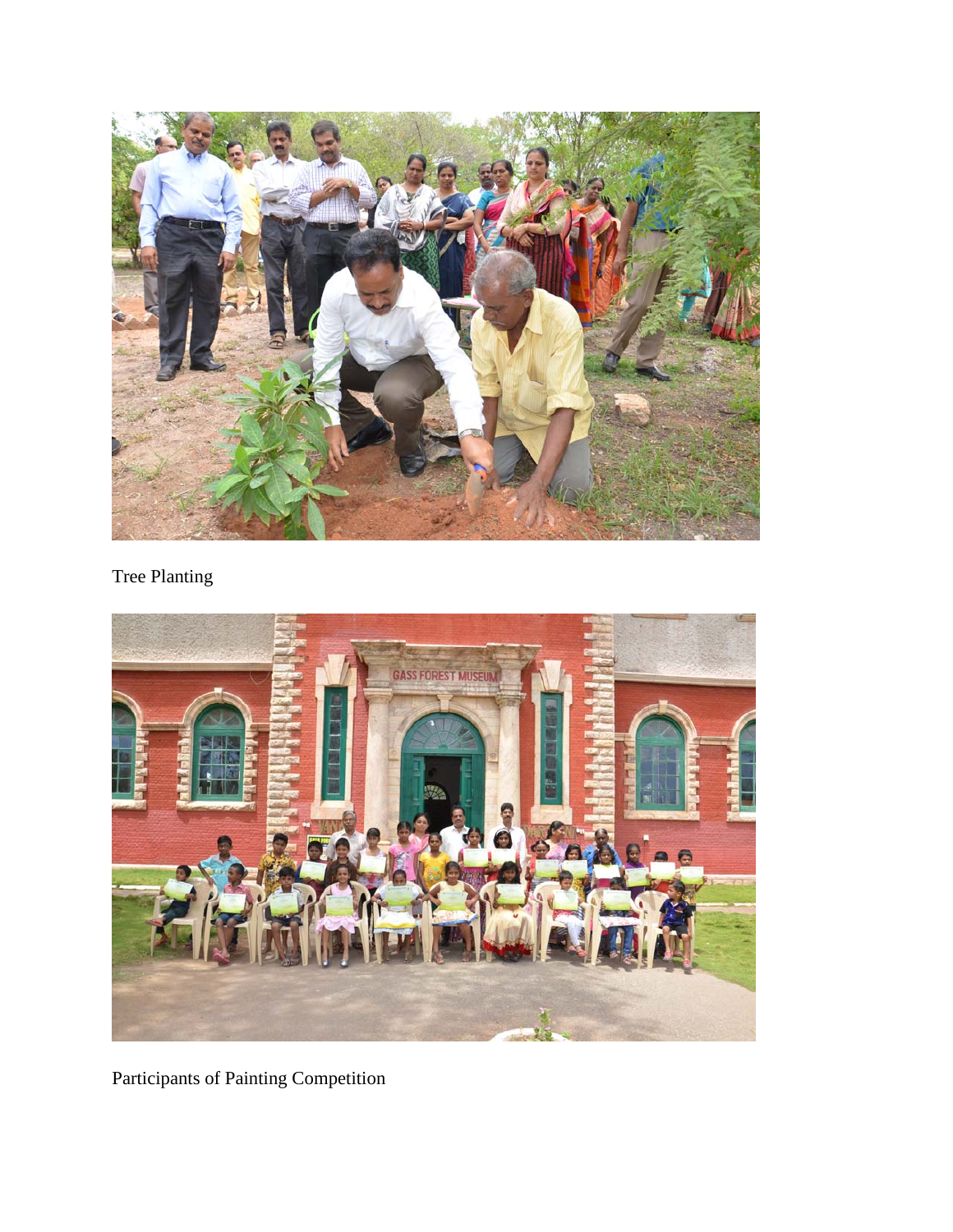Tree Planting

Participants of Painting Competition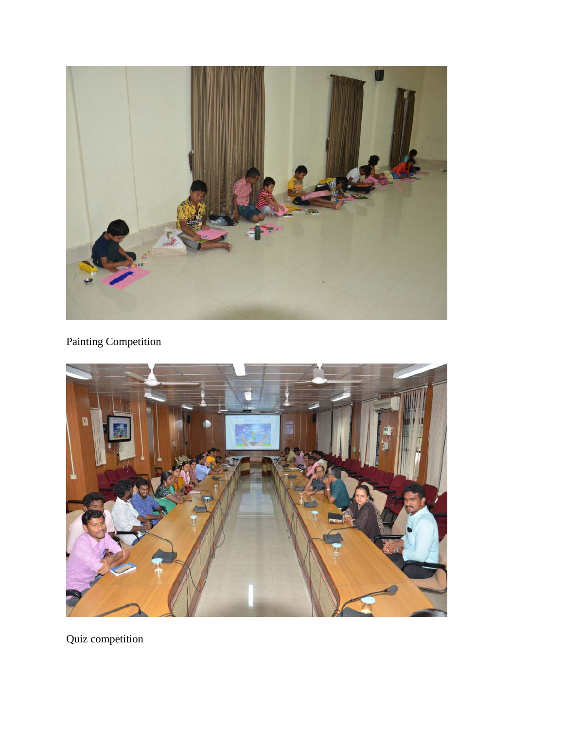Painting Competition

Quiz competition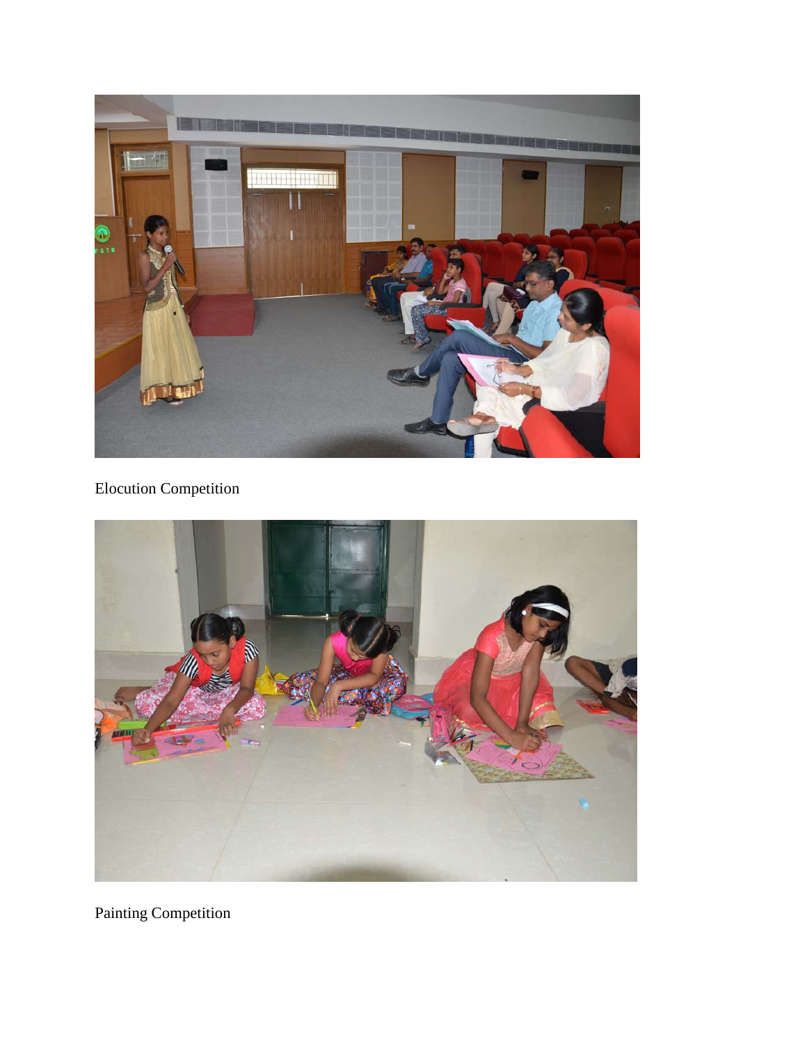Elocution Competition

Painting Competition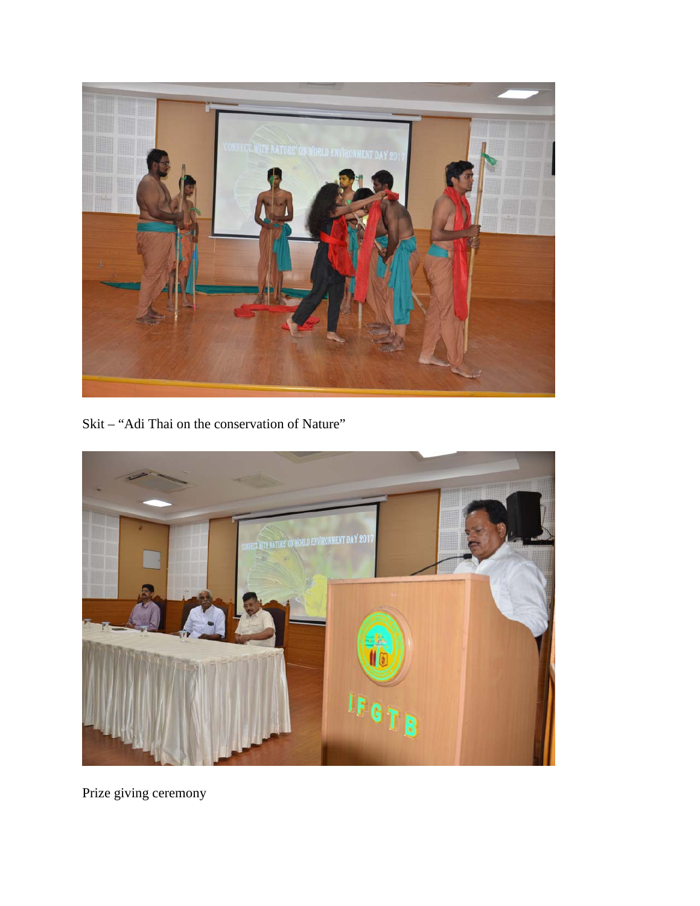Skit – "Adi Thai on the conservation of Nature"

Prize giving ceremony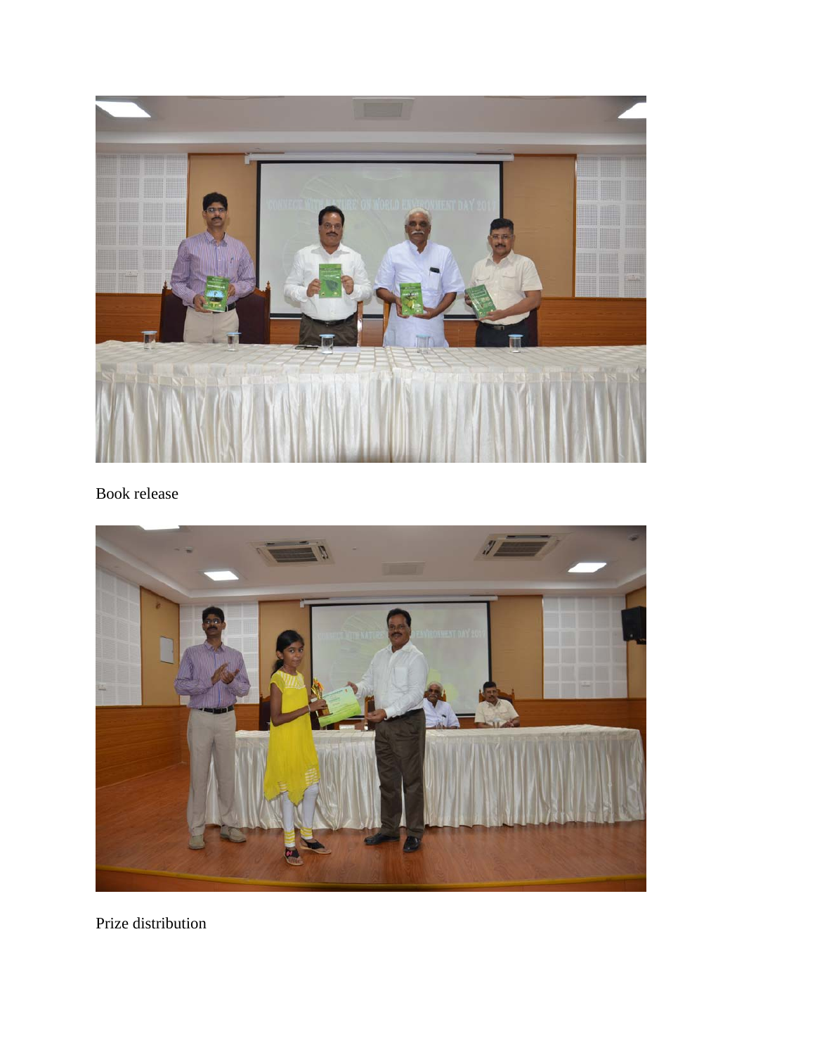Book release

Prize distribution